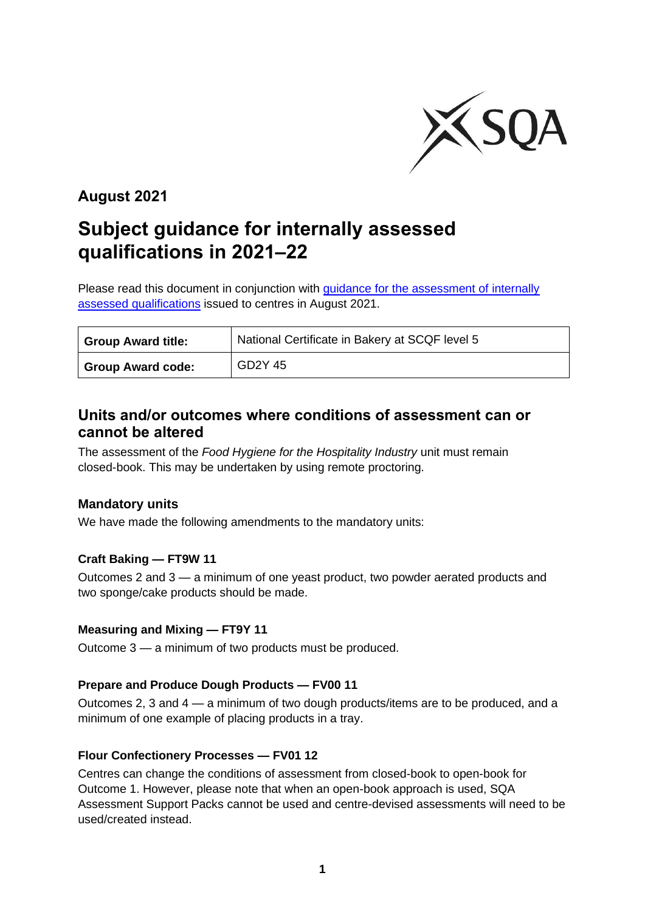**August 2021**

# Subject guidance for internally assessed qualifications in 2021–22

Please read this document in conjunction with [guidance for the assessment of internally assessed qualifications]() issued to centres in August 2021.

| **Group Award title:** | National Certificate in Bakery at SCQF level 5 |
|---|---|
| **Group Award code:** | GD2Y 45 |

## Units and/or outcomes where conditions of assessment can or cannot be altered

The assessment of the *Food Hygiene for the Hospitality Industry* unit must remain closed-book. This may be undertaken by using remote proctoring.

### Mandatory units

We have made the following amendments to the mandatory units:

#### Craft Baking — FT9W 11

Outcomes 2 and 3 — a minimum of one yeast product, two powder aerated products and two sponge/cake products should be made.

#### Measuring and Mixing — FT9Y 11

Outcome 3 — a minimum of two products must be produced.

#### Prepare and Produce Dough Products — FV00 11

Outcomes 2, 3 and 4 — a minimum of two dough products/items are to be produced, and a minimum of one example of placing products in a tray.

#### Flour Confectionery Processes — FV01 12

Centres can change the conditions of assessment from closed-book to open-book for Outcome 1. However, please note that when an open-book approach is used, SQA Assessment Support Packs cannot be used and centre-devised assessments will need to be used/created instead.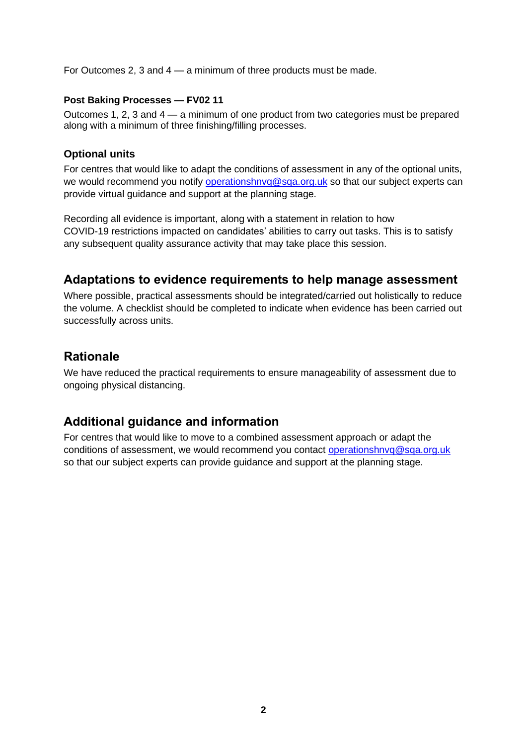For Outcomes 2, 3 and 4 — a minimum of three products must be made.

**Post Baking Processes — FV02 11**

Outcomes 1, 2, 3 and 4 — a minimum of one product from two categories must be prepared along with a minimum of three finishing/filling processes.

### Optional units

For centres that would like to adapt the conditions of assessment in any of the optional units, we would recommend you notify operationshnvq@sqa.org.uk so that our subject experts can provide virtual guidance and support at the planning stage.

Recording all evidence is important, along with a statement in relation to how COVID-19 restrictions impacted on candidates' abilities to carry out tasks. This is to satisfy any subsequent quality assurance activity that may take place this session.

## Adaptations to evidence requirements to help manage assessment

Where possible, practical assessments should be integrated/carried out holistically to reduce the volume. A checklist should be completed to indicate when evidence has been carried out successfully across units.

## Rationale

We have reduced the practical requirements to ensure manageability of assessment due to ongoing physical distancing.

## Additional guidance and information

For centres that would like to move to a combined assessment approach or adapt the conditions of assessment, we would recommend you contact operationshnvq@sqa.org.uk so that our subject experts can provide guidance and support at the planning stage.